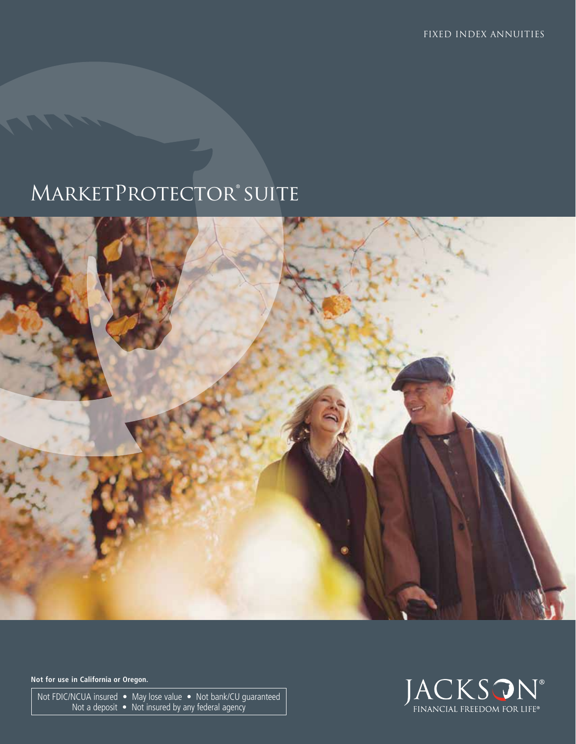FIXED INDEX ANNUITIES

# MarketProtector® Suite

**Not for use in California or Oregon.**

Not FDIC/NCUA insured • May lose value • Not bank/CU guaranteed
Not a deposit • Not insured by any federal agency

JACKSON®
FINANCIAL FREEDOM FOR LIFE®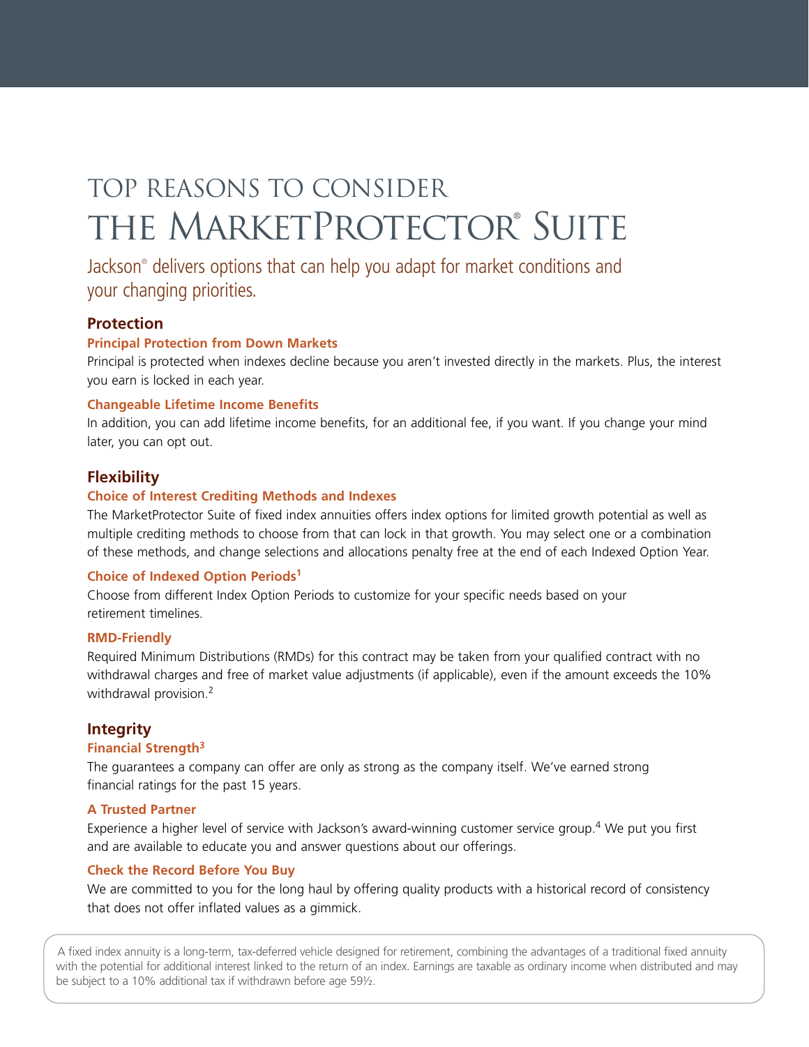# TOP REASONS TO CONSIDER THE MARKETPROTECTOR® SUITE

Jackson® delivers options that can help you adapt for market conditions and your changing priorities.

## Protection

### Principal Protection from Down Markets

Principal is protected when indexes decline because you aren't invested directly in the markets. Plus, the interest you earn is locked in each year.

### Changeable Lifetime Income Benefits

In addition, you can add lifetime income benefits, for an additional fee, if you want. If you change your mind later, you can opt out.

## Flexibility

### Choice of Interest Crediting Methods and Indexes

The MarketProtector Suite of fixed index annuities offers index options for limited growth potential as well as multiple crediting methods to choose from that can lock in that growth. You may select one or a combination of these methods, and change selections and allocations penalty free at the end of each Indexed Option Year.

### Choice of Indexed Option Periods[1]

Choose from different Index Option Periods to customize for your specific needs based on your retirement timelines.

### RMD-Friendly

Required Minimum Distributions (RMDs) for this contract may be taken from your qualified contract with no withdrawal charges and free of market value adjustments (if applicable), even if the amount exceeds the 10% withdrawal provision.[2]

## Integrity

### Financial Strength[3]

The guarantees a company can offer are only as strong as the company itself. We've earned strong financial ratings for the past 15 years.

### A Trusted Partner

Experience a higher level of service with Jackson's award-winning customer service group.[4] We put you first and are available to educate you and answer questions about our offerings.

### Check the Record Before You Buy

We are committed to you for the long haul by offering quality products with a historical record of consistency that does not offer inflated values as a gimmick.

A fixed index annuity is a long-term, tax-deferred vehicle designed for retirement, combining the advantages of a traditional fixed annuity with the potential for additional interest linked to the return of an index. Earnings are taxable as ordinary income when distributed and may be subject to a 10% additional tax if withdrawn before age 59½.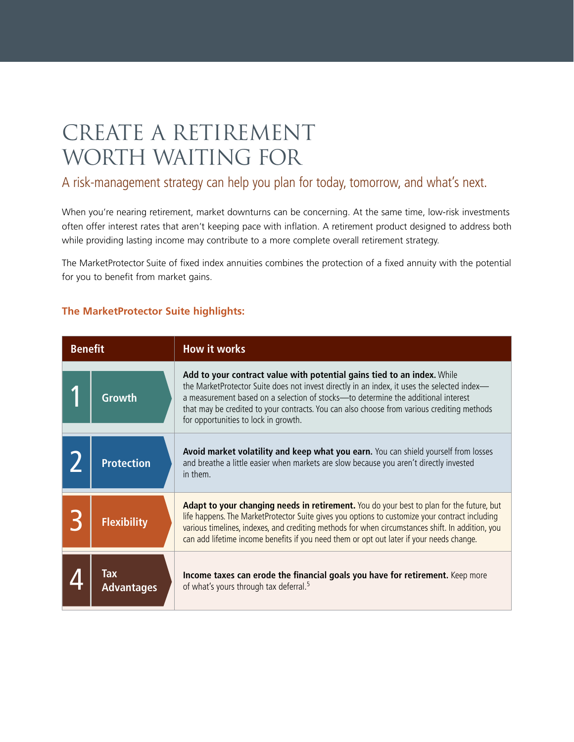# CREATE A RETIREMENT WORTH WAITING FOR

## A risk-management strategy can help you plan for today, tomorrow, and what's next.

When you're nearing retirement, market downturns can be concerning. At the same time, low-risk investments often offer interest rates that aren't keeping pace with inflation. A retirement product designed to address both while providing lasting income may contribute to a more complete overall retirement strategy.

The MarketProtector Suite of fixed index annuities combines the protection of a fixed annuity with the potential for you to benefit from market gains.

### The MarketProtector Suite highlights:

| Benefit | How it works |
|---|---|
| 1 Growth | **Add to your contract value with potential gains tied to an index.** While the MarketProtector Suite does not invest directly in an index, it uses the selected index—a measurement based on a selection of stocks—to determine the additional interest that may be credited to your contracts. You can also choose from various crediting methods for opportunities to lock in growth. |
| 2 Protection | **Avoid market volatility and keep what you earn.** You can shield yourself from losses and breathe a little easier when markets are slow because you aren't directly invested in them. |
| 3 Flexibility | **Adapt to your changing needs in retirement.** You do your best to plan for the future, but life happens. The MarketProtector Suite gives you options to customize your contract including various timelines, indexes, and crediting methods for when circumstances shift. In addition, you can add lifetime income benefits if you need them or opt out later if your needs change. |
| 4 Tax Advantages | **Income taxes can erode the financial goals you have for retirement.** Keep more of what's yours through tax deferral.[5] |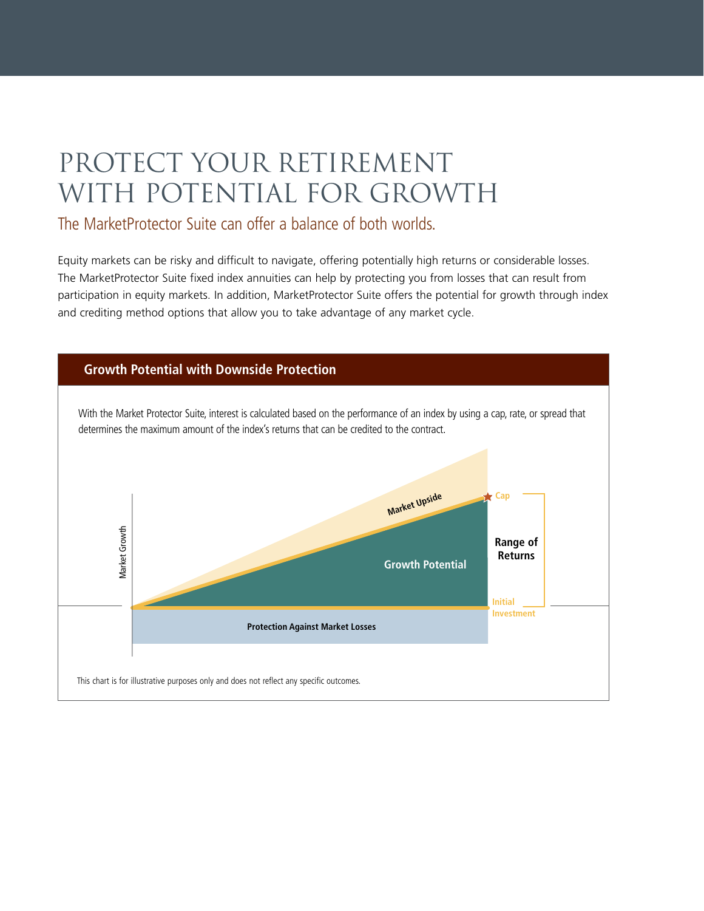# PROTECT YOUR RETIREMENT WITH POTENTIAL FOR GROWTH

## The MarketProtector Suite can offer a balance of both worlds.

Equity markets can be risky and difficult to navigate, offering potentially high returns or considerable losses. The MarketProtector Suite fixed index annuities can help by protecting you from losses that can result from participation in equity markets. In addition, MarketProtector Suite offers the potential for growth through index and crediting method options that allow you to take advantage of any market cycle.

### Growth Potential with Downside Protection

With the Market Protector Suite, interest is calculated based on the performance of an index by using a cap, rate, or spread that determines the maximum amount of the index's returns that can be credited to the contract.

Market Growth

Market Upside

Cap

Growth Potential

Range of Returns

Initial Investment

Protection Against Market Losses

This chart is for illustrative purposes only and does not reflect any specific outcomes.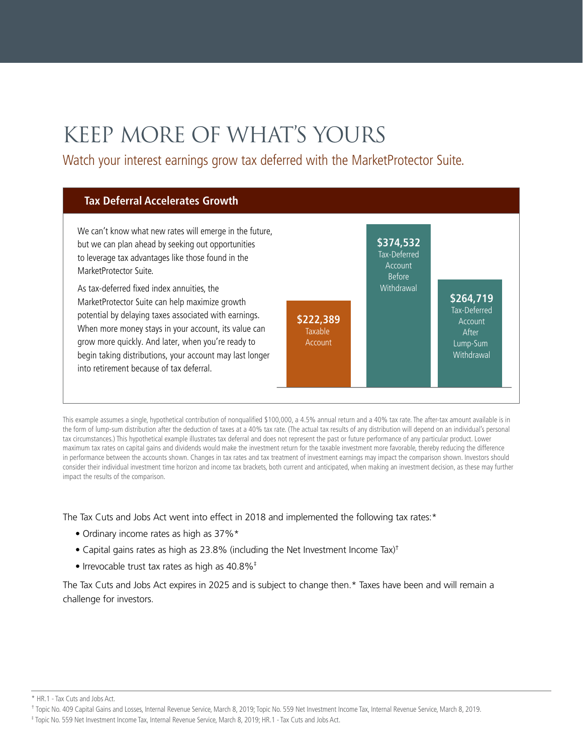# KEEP MORE OF WHAT'S YOURS

## Watch your interest earnings grow tax deferred with the MarketProtector Suite.

### Tax Deferral Accelerates Growth

We can't know what new rates will emerge in the future, but we can plan ahead by seeking out opportunities to leverage tax advantages like those found in the MarketProtector Suite.

As tax-deferred fixed index annuities, the MarketProtector Suite can help maximize growth potential by delaying taxes associated with earnings. When more money stays in your account, its value can grow more quickly. And later, when you're ready to begin taking distributions, your account may last longer into retirement because of tax deferral.

**$222,389** Taxable Account

**$374,532** Tax-Deferred Account Before Withdrawal

**$264,719** Tax-Deferred Account After Lump-Sum Withdrawal

This example assumes a single, hypothetical contribution of nonqualified $100,000, a 4.5% annual return and a 40% tax rate. The after-tax amount available is in the form of lump-sum distribution after the deduction of taxes at a 40% tax rate. (The actual tax results of any distribution will depend on an individual's personal tax circumstances.) This hypothetical example illustrates tax deferral and does not represent the past or future performance of any particular product. Lower maximum tax rates on capital gains and dividends would make the investment return for the taxable investment more favorable, thereby reducing the difference in performance between the accounts shown. Changes in tax rates and tax treatment of investment earnings may impact the comparison shown. Investors should consider their individual investment time horizon and income tax brackets, both current and anticipated, when making an investment decision, as these may further impact the results of the comparison.

The Tax Cuts and Jobs Act went into effect in 2018 and implemented the following tax rates:*

- Ordinary income rates as high as 37%*
- Capital gains rates as high as 23.8% (including the Net Investment Income Tax)†
- Irrevocable trust tax rates as high as 40.8%‡

The Tax Cuts and Jobs Act expires in 2025 and is subject to change then.* Taxes have been and will remain a challenge for investors.

---

* HR.1 - Tax Cuts and Jobs Act.

† Topic No. 409 Capital Gains and Losses, Internal Revenue Service, March 8, 2019; Topic No. 559 Net Investment Income Tax, Internal Revenue Service, March 8, 2019.

‡ Topic No. 559 Net Investment Income Tax, Internal Revenue Service, March 8, 2019; HR.1 - Tax Cuts and Jobs Act.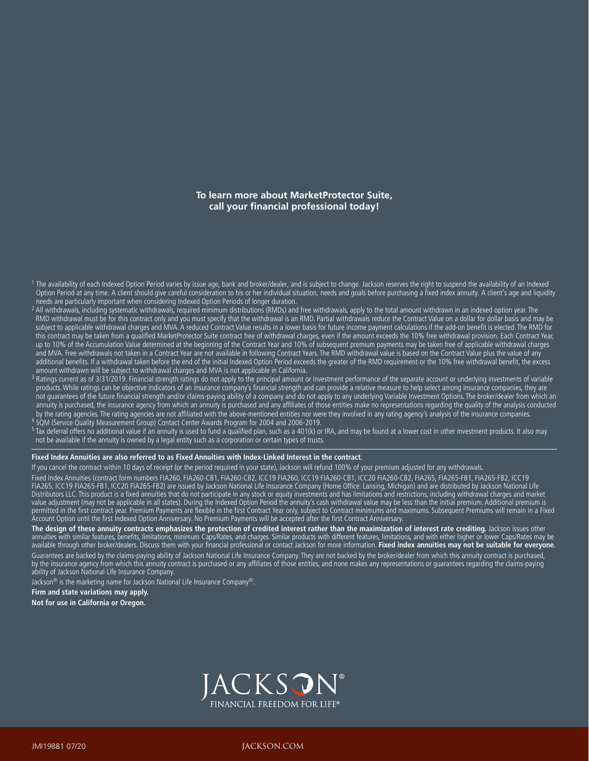**To learn more about MarketProtector Suite, call your financial professional today!**

[1] The availability of each Indexed Option Period varies by issue age, bank and broker/dealer, and is subject to change. Jackson reserves the right to suspend the availability of an Indexed Option Period at any time. A client should give careful consideration to his or her individual situation, needs and goals before purchasing a fixed index annuity. A client's age and liquidity needs are particularly important when considering Indexed Option Periods of longer duration.

[2] All withdrawals, including systematic withdrawals, required minimum distributions (RMDs) and free withdrawals, apply to the total amount withdrawn in an indexed option year. The RMD withdrawal must be for this contract only and you must specify that the withdrawal is an RMD. Partial withdrawals reduce the Contract Value on a dollar for dollar basis and may be subject to applicable withdrawal charges and MVA. A reduced Contract Value results in a lower basis for future income payment calculations if the add-on benefit is elected. The RMD for this contract may be taken from a qualified MarketProtector Suite contract free of withdrawal charges, even if the amount exceeds the 10% free withdrawal provision. Each Contract Year, up to 10% of the Accumulation Value determined at the beginning of the Contract Year and 10% of subsequent premium payments may be taken free of applicable withdrawal charges and MVA. Free withdrawals not taken in a Contract Year are not available in following Contract Years. The RMD withdrawal value is based on the Contract Value plus the value of any additional benefits. If a withdrawal taken before the end of the initial Indexed Option Period exceeds the greater of the RMD requirement or the 10% free withdrawal benefit, the excess amount withdrawn will be subject to withdrawal charges and MVA is not applicable in California.

[3] Ratings current as of 3/31/2019. Financial strength ratings do not apply to the principal amount or investment performance of the separate account or underlying investments of variable products. While ratings can be objective indicators of an insurance company's financial strength and can provide a relative measure to help select among insurance companies, they are not guarantees of the future financial strength and/or claims-paying ability of a company and do not apply to any underlying Variable Investment Options. The broker/dealer from which an annuity is purchased, the insurance agency from which an annuity is purchased and any affiliates of those entities make no representations regarding the quality of the analysis conducted by the rating agencies. The rating agencies are not affiliated with the above-mentioned entities nor were they involved in any rating agency's analysis of the insurance companies.

[4] SQM (Service Quality Measurement Group) Contact Center Awards Program for 2004 and 2006-2019.

[5] Tax deferral offers no additional value if an annuity is used to fund a qualified plan, such as a 401(k) or IRA, and may be found at a lower cost in other investment products. It also may not be available if the annuity is owned by a legal entity such as a corporation or certain types of trusts.

**Fixed Index Annuities are also referred to as Fixed Annuities with Index-Linked Interest in the contract.**

If you cancel the contract within 10 days of receipt (or the period required in your state), Jackson will refund 100% of your premium adjusted for any withdrawals.

Fixed Index Annuities (contract form numbers FIA260, FIA260-CB1, FIA260-CB2, ICC19 FIA260, ICC19 FIA260-CB1, ICC20 FIA260-CB2, FIA265, FIA265-FB1, FIA265-FB2, ICC19 FIA265, ICC19 FIA265-FB1, ICC20 FIA265-FB2) are issued by Jackson National Life Insurance Company (Home Office: Lansing, Michigan) and are distributed by Jackson National Life Distributors LLC. This product is a fixed annuities that do not participate in any stock or equity investments and has limitations and restrictions, including withdrawal charges and market value adjustment (may not be applicable in all states). During the Indexed Option Period the annuity's cash withdrawal value may be less than the initial premium. Additional premium is permitted in the first contract year. Premium Payments are flexible in the first Contract Year only, subject to Contract minimums and maximums. Subsequent Premiums will remain in a Fixed Account Option until the first Indexed Option Anniversary. No Premium Payments will be accepted after the first Contract Anniversary.

**The design of these annuity contracts emphasizes the protection of credited interest rather than the maximization of interest rate crediting.** Jackson issues other annuities with similar features, benefits, limitations, minimum Caps/Rates, and charges. Similar products with different features, limitations, and with either higher or lower Caps/Rates may be available through other broker/dealers. Discuss them with your financial professional or contact Jackson for more information. **Fixed index annuities may not be suitable for everyone.**

Guarantees are backed by the claims-paying ability of Jackson National Life Insurance Company. They are not backed by the broker/dealer from which this annuity contract is purchased, by the insurance agency from which this annuity contract is purchased or any affiliates of those entities, and none makes any representations or guarantees regarding the claims-paying ability of Jackson National Life Insurance Company.

Jackson® is the marketing name for Jackson National Life Insurance Company®.

**Firm and state variations may apply.**

**Not for use in California or Oregon.**

JACKSON®
FINANCIAL FREEDOM FOR LIFE®

JMI19881 07/20

JACKSON.COM